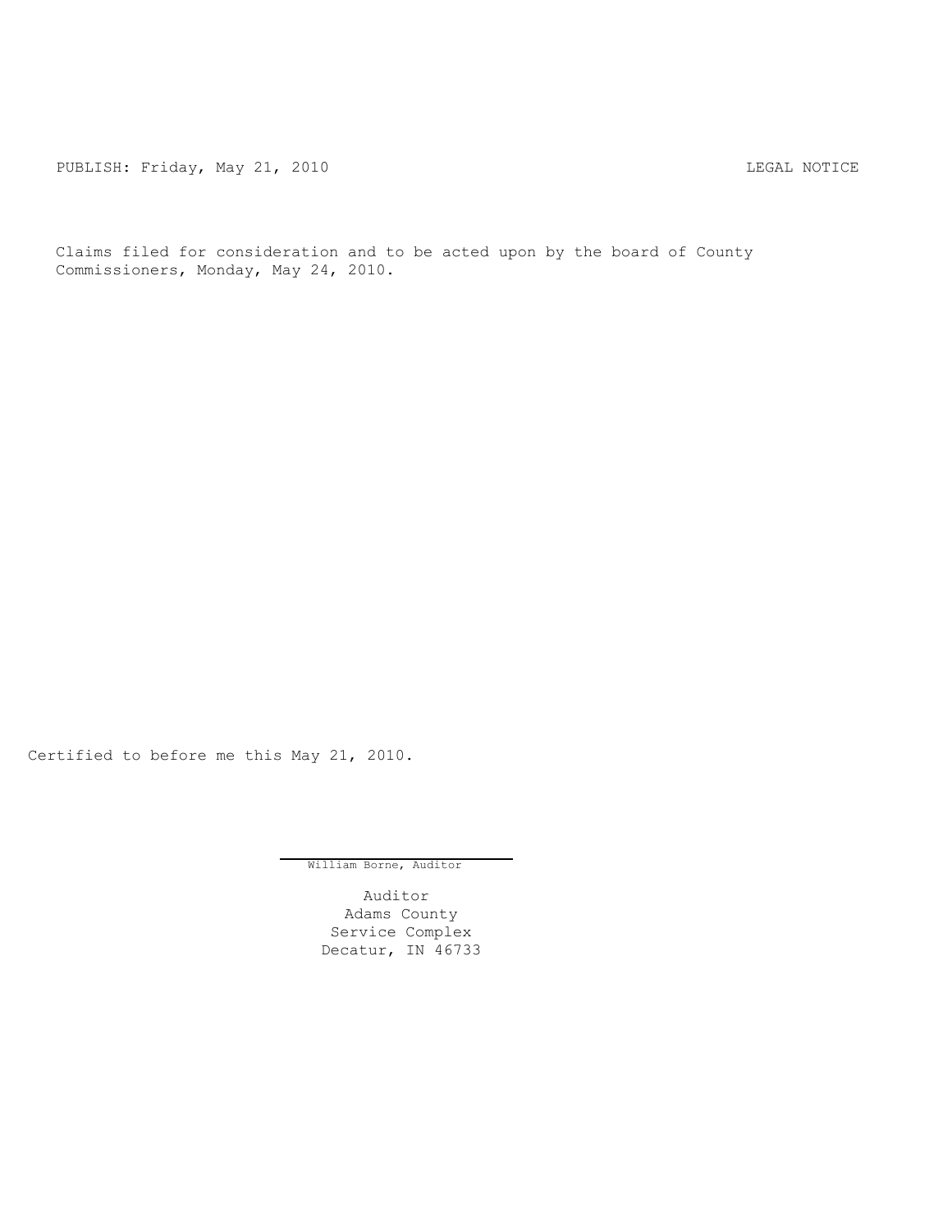PUBLISH: Friday, May 21, 2010 LEGAL NOTICE

Claims filed for consideration and to be acted upon by the board of County Commissioners, Monday, May 24, 2010.

Certified to before me this May 21, 2010.

William Borne, Auditor

Auditor
Adams County
Service Complex
Decatur, IN 46733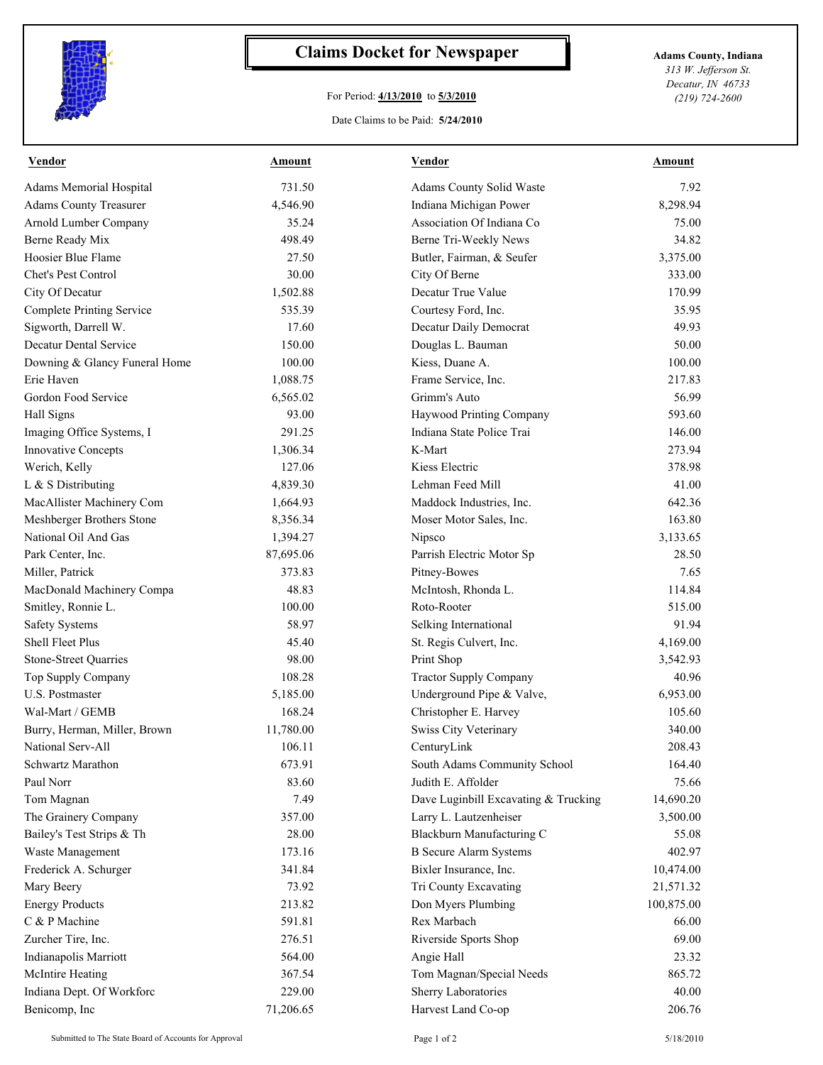# Claims Docket for Newspaper

For Period: **4/13/2010** to **5/3/2010**

Date Claims to be Paid: **5/24/2010**

**Adams County, Indiana**
*313 W. Jefferson St.*
*Decatur, IN 46733*
*(219) 724-2600*

| Vendor | Amount | Vendor | Amount |
|---|---|---|---|
| Adams Memorial Hospital | 731.50 | Adams County Solid Waste | 7.92 |
| Adams County Treasurer | 4,546.90 | Indiana Michigan Power | 8,298.94 |
| Arnold Lumber Company | 35.24 | Association Of Indiana Co | 75.00 |
| Berne Ready Mix | 498.49 | Berne Tri-Weekly News | 34.82 |
| Hoosier Blue Flame | 27.50 | Butler, Fairman, & Seufer | 3,375.00 |
| Chet's Pest Control | 30.00 | City Of Berne | 333.00 |
| City Of Decatur | 1,502.88 | Decatur True Value | 170.99 |
| Complete Printing Service | 535.39 | Courtesy Ford, Inc. | 35.95 |
| Sigworth, Darrell W. | 17.60 | Decatur Daily Democrat | 49.93 |
| Decatur Dental Service | 150.00 | Douglas L. Bauman | 50.00 |
| Downing & Glancy Funeral Home | 100.00 | Kiess, Duane A. | 100.00 |
| Erie Haven | 1,088.75 | Frame Service, Inc. | 217.83 |
| Gordon Food Service | 6,565.02 | Grimm's Auto | 56.99 |
| Hall Signs | 93.00 | Haywood Printing Company | 593.60 |
| Imaging Office Systems, I | 291.25 | Indiana State Police Trai | 146.00 |
| Innovative Concepts | 1,306.34 | K-Mart | 273.94 |
| Werich, Kelly | 127.06 | Kiess Electric | 378.98 |
| L & S Distributing | 4,839.30 | Lehman Feed Mill | 41.00 |
| MacAllister Machinery Com | 1,664.93 | Maddock Industries, Inc. | 642.36 |
| Meshberger Brothers Stone | 8,356.34 | Moser Motor Sales, Inc. | 163.80 |
| National Oil And Gas | 1,394.27 | Nipsco | 3,133.65 |
| Park Center, Inc. | 87,695.06 | Parrish Electric Motor Sp | 28.50 |
| Miller, Patrick | 373.83 | Pitney-Bowes | 7.65 |
| MacDonald Machinery Compa | 48.83 | McIntosh, Rhonda L. | 114.84 |
| Smitley, Ronnie L. | 100.00 | Roto-Rooter | 515.00 |
| Safety Systems | 58.97 | Selking International | 91.94 |
| Shell Fleet Plus | 45.40 | St. Regis Culvert, Inc. | 4,169.00 |
| Stone-Street Quarries | 98.00 | Print Shop | 3,542.93 |
| Top Supply Company | 108.28 | Tractor Supply Company | 40.96 |
| U.S. Postmaster | 5,185.00 | Underground Pipe & Valve, | 6,953.00 |
| Wal-Mart / GEMB | 168.24 | Christopher E. Harvey | 105.60 |
| Burry, Herman, Miller, Brown | 11,780.00 | Swiss City Veterinary | 340.00 |
| National Serv-All | 106.11 | CenturyLink | 208.43 |
| Schwartz Marathon | 673.91 | South Adams Community School | 164.40 |
| Paul Norr | 83.60 | Judith E. Affolder | 75.66 |
| Tom Magnan | 7.49 | Dave Luginbill Excavating & Trucking | 14,690.20 |
| The Grainery Company | 357.00 | Larry L. Lautzenheiser | 3,500.00 |
| Bailey's Test Strips & Th | 28.00 | Blackburn Manufacturing C | 55.08 |
| Waste Management | 173.16 | B Secure Alarm Systems | 402.97 |
| Frederick A. Schurger | 341.84 | Bixler Insurance, Inc. | 10,474.00 |
| Mary Beery | 73.92 | Tri County Excavating | 21,571.32 |
| Energy Products | 213.82 | Don Myers Plumbing | 100,875.00 |
| C & P Machine | 591.81 | Rex Marbach | 66.00 |
| Zurcher Tire, Inc. | 276.51 | Riverside Sports Shop | 69.00 |
| Indianapolis Marriott | 564.00 | Angie Hall | 23.32 |
| McIntire Heating | 367.54 | Tom Magnan/Special Needs | 865.72 |
| Indiana Dept. Of Workforc | 229.00 | Sherry Laboratories | 40.00 |
| Benicomp, Inc | 71,206.65 | Harvest Land Co-op | 206.76 |

Submitted to The State Board of Accounts for Approval — 5/18/2010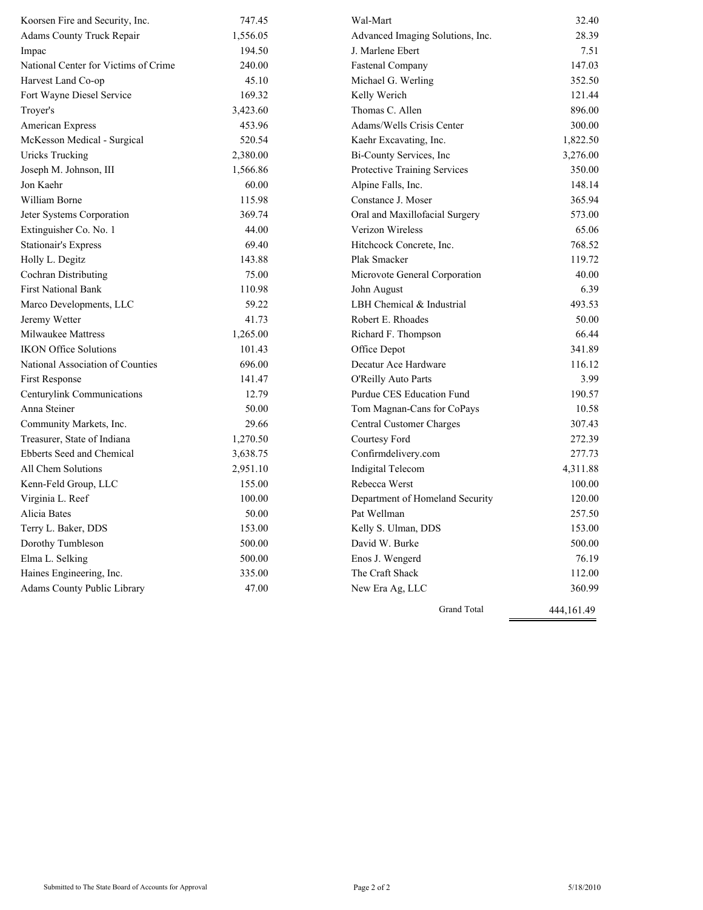| | | | |
|---|---|---|---|
| Koorsen Fire and Security, Inc. | 747.45 | Wal-Mart | 32.40 |
| Adams County Truck Repair | 1,556.05 | Advanced Imaging Solutions, Inc. | 28.39 |
| Impac | 194.50 | J. Marlene Ebert | 7.51 |
| National Center for Victims of Crime | 240.00 | Fastenal Company | 147.03 |
| Harvest Land Co-op | 45.10 | Michael G. Werling | 352.50 |
| Fort Wayne Diesel Service | 169.32 | Kelly Werich | 121.44 |
| Troyer's | 3,423.60 | Thomas C. Allen | 896.00 |
| American Express | 453.96 | Adams/Wells Crisis Center | 300.00 |
| McKesson Medical - Surgical | 520.54 | Kaehr Excavating, Inc. | 1,822.50 |
| Uricks Trucking | 2,380.00 | Bi-County Services, Inc | 3,276.00 |
| Joseph M. Johnson, III | 1,566.86 | Protective Training Services | 350.00 |
| Jon Kaehr | 60.00 | Alpine Falls, Inc. | 148.14 |
| William Borne | 115.98 | Constance J. Moser | 365.94 |
| Jeter Systems Corporation | 369.74 | Oral and Maxillofacial Surgery | 573.00 |
| Extinguisher Co. No. 1 | 44.00 | Verizon Wireless | 65.06 |
| Stationair's Express | 69.40 | Hitchcock Concrete, Inc. | 768.52 |
| Holly L. Degitz | 143.88 | Plak Smacker | 119.72 |
| Cochran Distributing | 75.00 | Microvote General Corporation | 40.00 |
| First National Bank | 110.98 | John August | 6.39 |
| Marco Developments, LLC | 59.22 | LBH Chemical & Industrial | 493.53 |
| Jeremy Wetter | 41.73 | Robert E. Rhoades | 50.00 |
| Milwaukee Mattress | 1,265.00 | Richard F. Thompson | 66.44 |
| IKON Office Solutions | 101.43 | Office Depot | 341.89 |
| National Association of Counties | 696.00 | Decatur Ace Hardware | 116.12 |
| First Response | 141.47 | O'Reilly Auto Parts | 3.99 |
| Centurylink Communications | 12.79 | Purdue CES Education Fund | 190.57 |
| Anna Steiner | 50.00 | Tom Magnan-Cans for CoPays | 10.58 |
| Community Markets, Inc. | 29.66 | Central Customer Charges | 307.43 |
| Treasurer, State of Indiana | 1,270.50 | Courtesy Ford | 272.39 |
| Ebberts Seed and Chemical | 3,638.75 | Confirmdelivery.com | 277.73 |
| All Chem Solutions | 2,951.10 | Indigital Telecom | 4,311.88 |
| Kenn-Feld Group, LLC | 155.00 | Rebecca Werst | 100.00 |
| Virginia L. Reef | 100.00 | Department of Homeland Security | 120.00 |
| Alicia Bates | 50.00 | Pat Wellman | 257.50 |
| Terry L. Baker, DDS | 153.00 | Kelly S. Ulman, DDS | 153.00 |
| Dorothy Tumbleson | 500.00 | David W. Burke | 500.00 |
| Elma L. Selking | 500.00 | Enos J. Wengerd | 76.19 |
| Haines Engineering, Inc. | 335.00 | The Craft Shack | 112.00 |
| Adams County Public Library | 47.00 | New Era Ag, LLC | 360.99 |
| | | Grand Total | 444,161.49 |

Submitted to The State Board of Accounts for Approval

5/18/2010